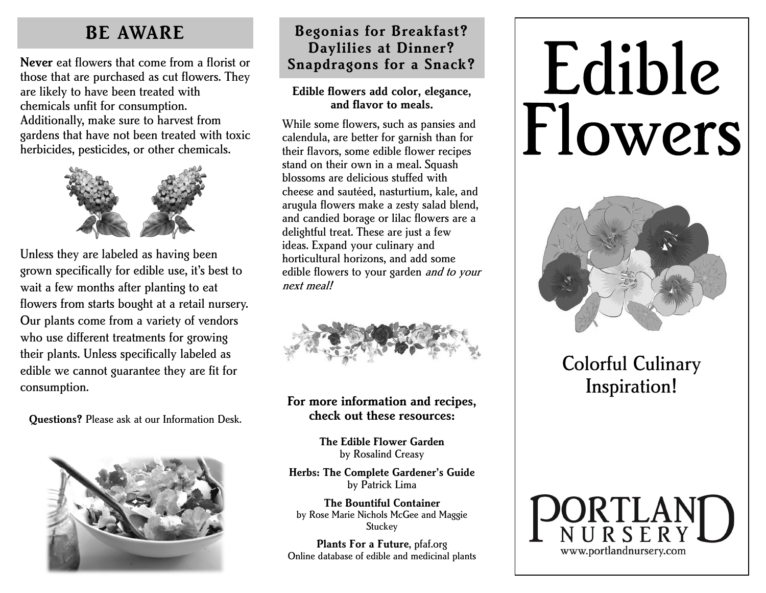## BE AWARE

**Never** eat flowers that come from a florist or those that are purchased as cut flowers. They are likely to have been treated with chemicals unfit for consumption. Additionally, make sure to harvest from gardens that have not been treated with toxic herbicides, pesticides, or other chemicals.

Unless they are labeled as having been grown specifically for edible use, it's best to wait a few months after planting to eat flowers from starts bought at a retail nursery. Our plants come from a variety of vendors who use different treatments for growing their plants. Unless specifically labeled as edible we cannot guarantee they are fit for consumption.

**Questions?** Please ask at our Information Desk.

## Begonias for Breakfast? Daylilies at Dinner? Snapdragons for a Snack?

**Edible flowers add color, elegance, and flavor to meals.**

While some flowers, such as pansies and calendula, are better for garnish than for their flavors, some edible flower recipes stand on their own in a meal. Squash blossoms are delicious stuffed with cheese and sautéed, nasturtium, kale, and arugula flowers make a zesty salad blend, and candied borage or lilac flowers are a delightful treat. These are just a few ideas. Expand your culinary and horticultural horizons, and add some edible flowers to your garden *and to your next meal!*

**For more information and recipes, check out these resources:**

**The Edible Flower Garden**
by Rosalind Creasy

**Herbs: The Complete Gardener's Guide**
by Patrick Lima

**The Bountiful Container**
by Rose Marie Nichols McGee and Maggie Stuckey

**Plants For a Future**, pfaf.org
Online database of edible and medicinal plants

# Edible Flowers

Colorful Culinary Inspiration!

PORTLAND NURSERY
www.portlandnursery.com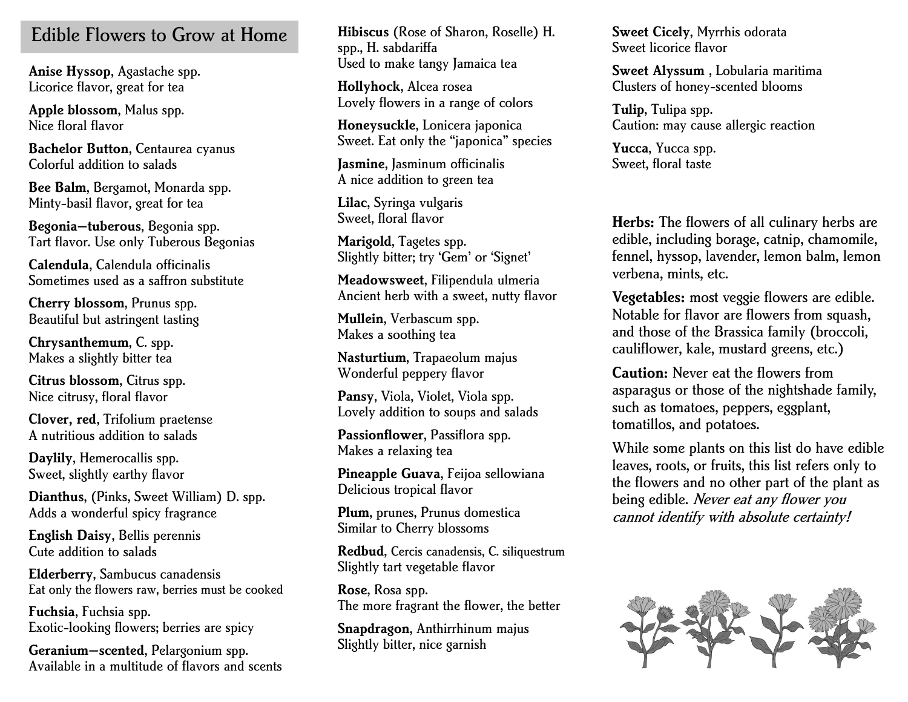## Edible Flowers to Grow at Home

**Anise Hyssop**, Agastache spp.
Licorice flavor, great for tea

**Apple blossom**, Malus spp.
Nice floral flavor

**Bachelor Button**, Centaurea cyanus
Colorful addition to salads

**Bee Balm**, Bergamot, Monarda spp.
Minty-basil flavor, great for tea

**Begonia—tuberous**, Begonia spp.
Tart flavor. Use only Tuberous Begonias

**Calendula**, Calendula officinalis
Sometimes used as a saffron substitute

**Cherry blossom**, Prunus spp.
Beautiful but astringent tasting

**Chrysanthemum**, C. spp.
Makes a slightly bitter tea

**Citrus blossom**, Citrus spp.
Nice citrusy, floral flavor

**Clover, red**, Trifolium praetense
A nutritious addition to salads

**Daylily**, Hemerocallis spp.
Sweet, slightly earthy flavor

**Dianthus**, (Pinks, Sweet William) D. spp.
Adds a wonderful spicy fragrance

**English Daisy**, Bellis perennis
Cute addition to salads

**Elderberry**, Sambucus canadensis
Eat only the flowers raw, berries must be cooked

**Fuchsia**, Fuchsia spp.
Exotic-looking flowers; berries are spicy

**Geranium—scented**, Pelargonium spp.
Available in a multitude of flavors and scents

**Hibiscus** (Rose of Sharon, Roselle) H. spp., H. sabdariffa
Used to make tangy Jamaica tea

**Hollyhock**, Alcea rosea
Lovely flowers in a range of colors

**Honeysuckle**, Lonicera japonica
Sweet. Eat only the "japonica" species

**Jasmine**, Jasminum officinalis
A nice addition to green tea

**Lilac**, Syringa vulgaris
Sweet, floral flavor

**Marigold**, Tagetes spp.
Slightly bitter; try 'Gem' or 'Signet'

**Meadowsweet**, Filipendula ulmeria
Ancient herb with a sweet, nutty flavor

**Mullein**, Verbascum spp.
Makes a soothing tea

**Nasturtium**, Trapaeolum majus
Wonderful peppery flavor

**Pansy**, Viola, Violet, Viola spp.
Lovely addition to soups and salads

**Passionflower**, Passiflora spp.
Makes a relaxing tea

**Pineapple Guava**, Feijoa sellowiana
Delicious tropical flavor

**Plum**, prunes, Prunus domestica
Similar to Cherry blossoms

**Redbud**, Cercis canadensis, C. siliquestrum
Slightly tart vegetable flavor

**Rose**, Rosa spp.
The more fragrant the flower, the better

**Snapdragon**, Anthirrhinum majus
Slightly bitter, nice garnish

**Sweet Cicely**, Myrrhis odorata
Sweet licorice flavor

**Sweet Alyssum** , Lobularia maritima
Clusters of honey-scented blooms

**Tulip**, Tulipa spp.
Caution: may cause allergic reaction

**Yucca**, Yucca spp.
Sweet, floral taste

**Herbs:** The flowers of all culinary herbs are edible, including borage, catnip, chamomile, fennel, hyssop, lavender, lemon balm, lemon verbena, mints, etc.

**Vegetables:** most veggie flowers are edible. Notable for flavor are flowers from squash, and those of the Brassica family (broccoli, cauliflower, kale, mustard greens, etc.)

**Caution:** Never eat the flowers from asparagus or those of the nightshade family, such as tomatoes, peppers, eggplant, tomatillos, and potatoes.

While some plants on this list do have edible leaves, roots, or fruits, this list refers only to the flowers and no other part of the plant as being edible. *Never eat any flower you cannot identify with absolute certainty!*